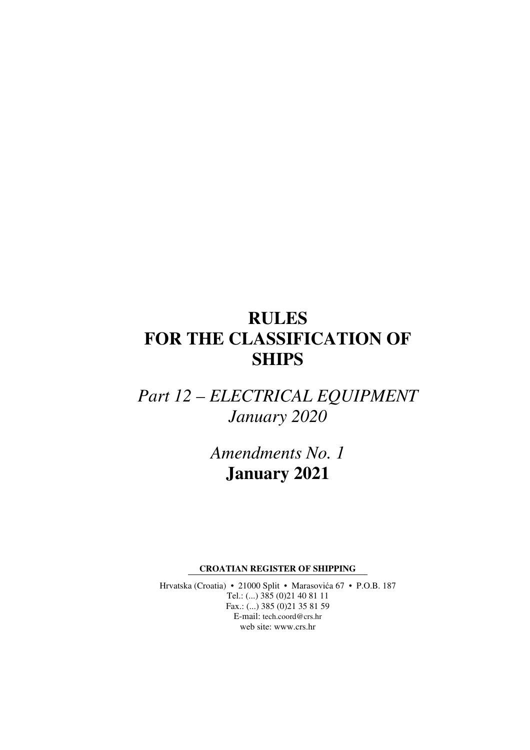# RULES FOR THE CLASSIFICATION OF SHIPS

## *Part 12 – ELECTRICAL EQUIPMENT*
## *January 2020*

## *Amendments No. 1*
## **January 2021**

**CROATIAN REGISTER OF SHIPPING**

Hrvatska (Croatia) • 21000 Split • Marasovića 67 • P.O.B. 187
Tel.: (...) 385 (0)21 40 81 11
Fax.: (...) 385 (0)21 35 81 59
E-mail: tech.coord@crs.hr
web site: www.crs.hr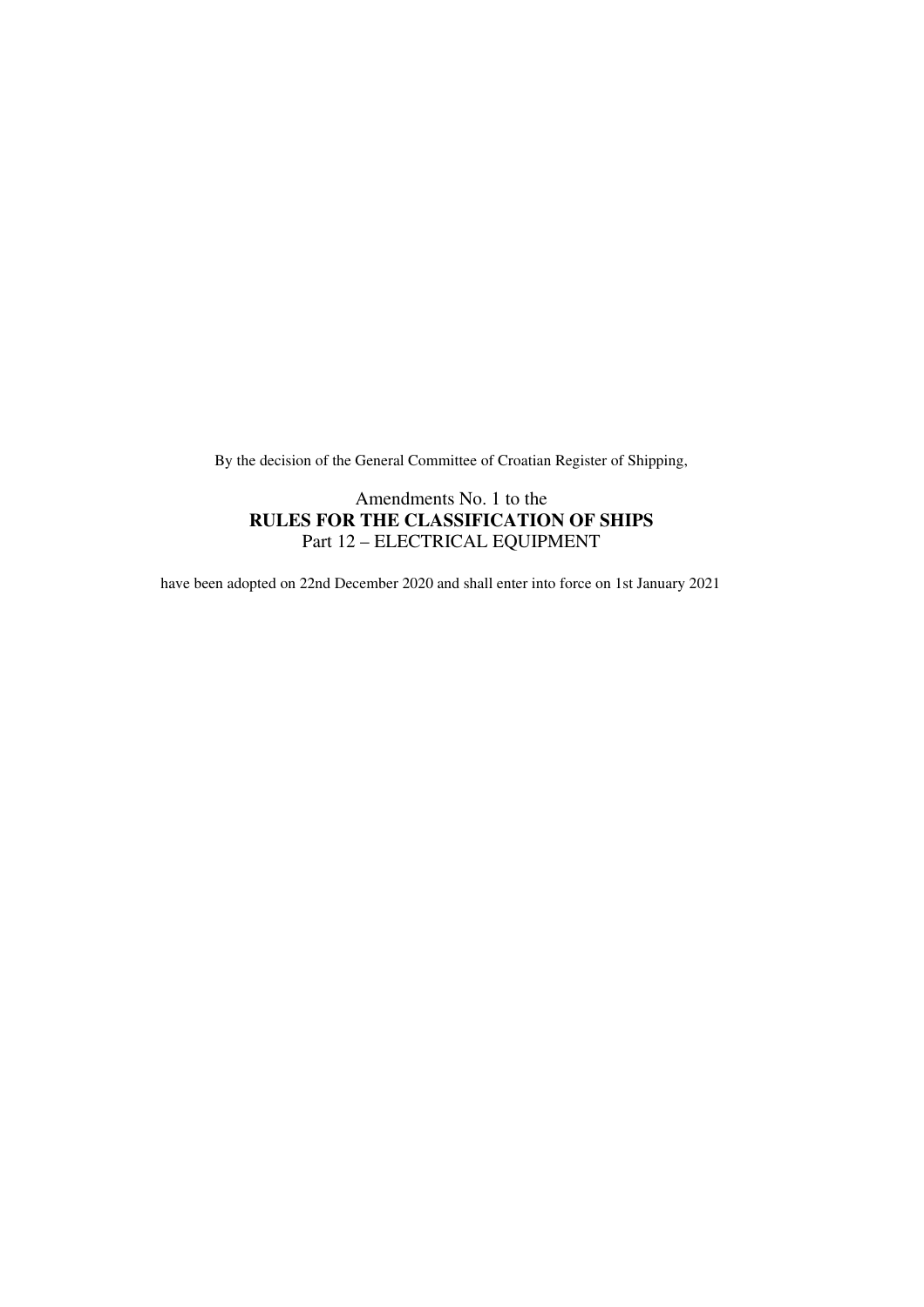By the decision of the General Committee of Croatian Register of Shipping,

Amendments No. 1 to the

**RULES FOR THE CLASSIFICATION OF SHIPS**

Part 12 – ELECTRICAL EQUIPMENT

have been adopted on 22nd December 2020 and shall enter into force on 1st January 2021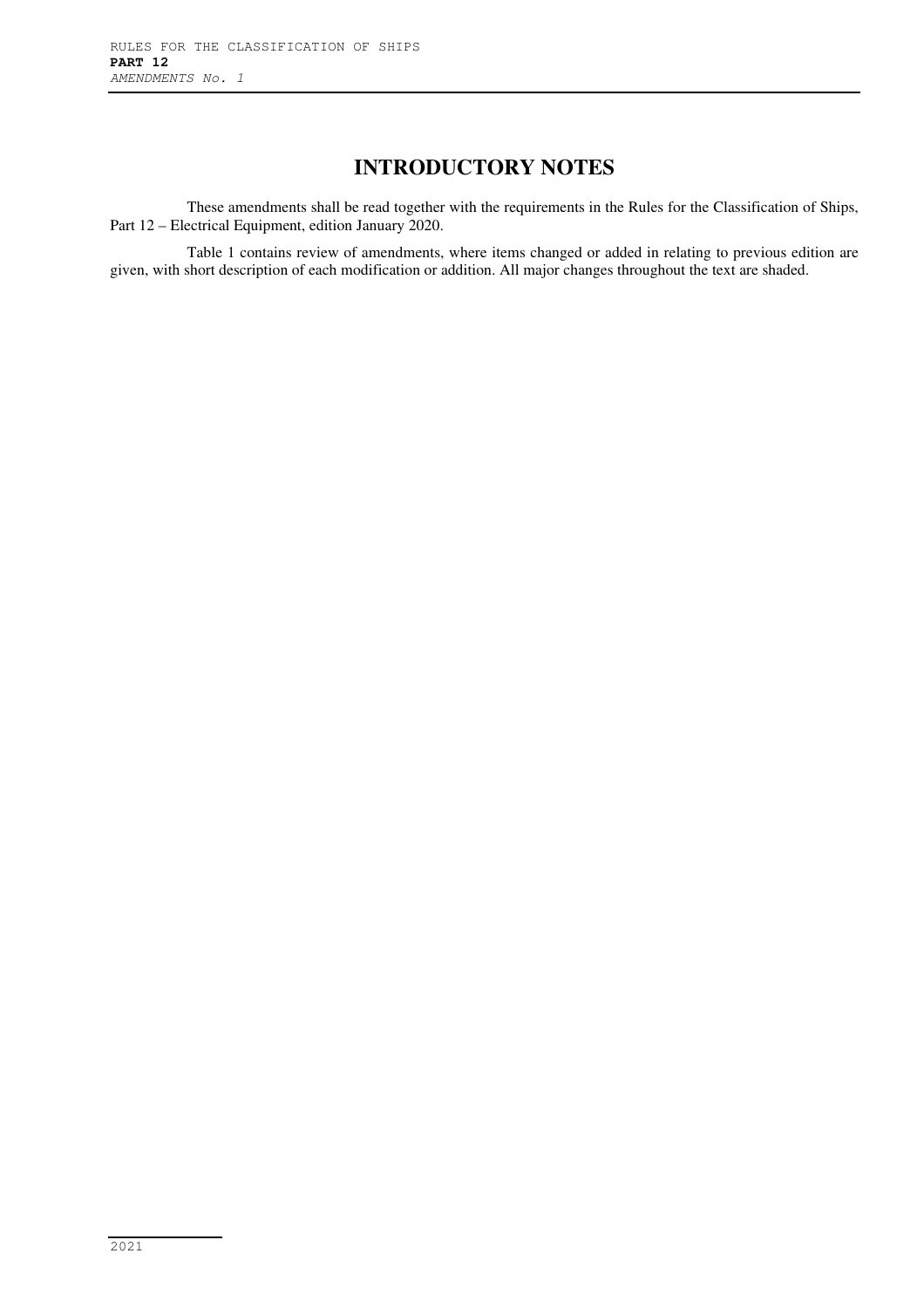# INTRODUCTORY NOTES

These amendments shall be read together with the requirements in the Rules for the Classification of Ships, Part 12 – Electrical Equipment, edition January 2020.

Table 1 contains review of amendments, where items changed or added in relating to previous edition are given, with short description of each modification or addition. All major changes throughout the text are shaded.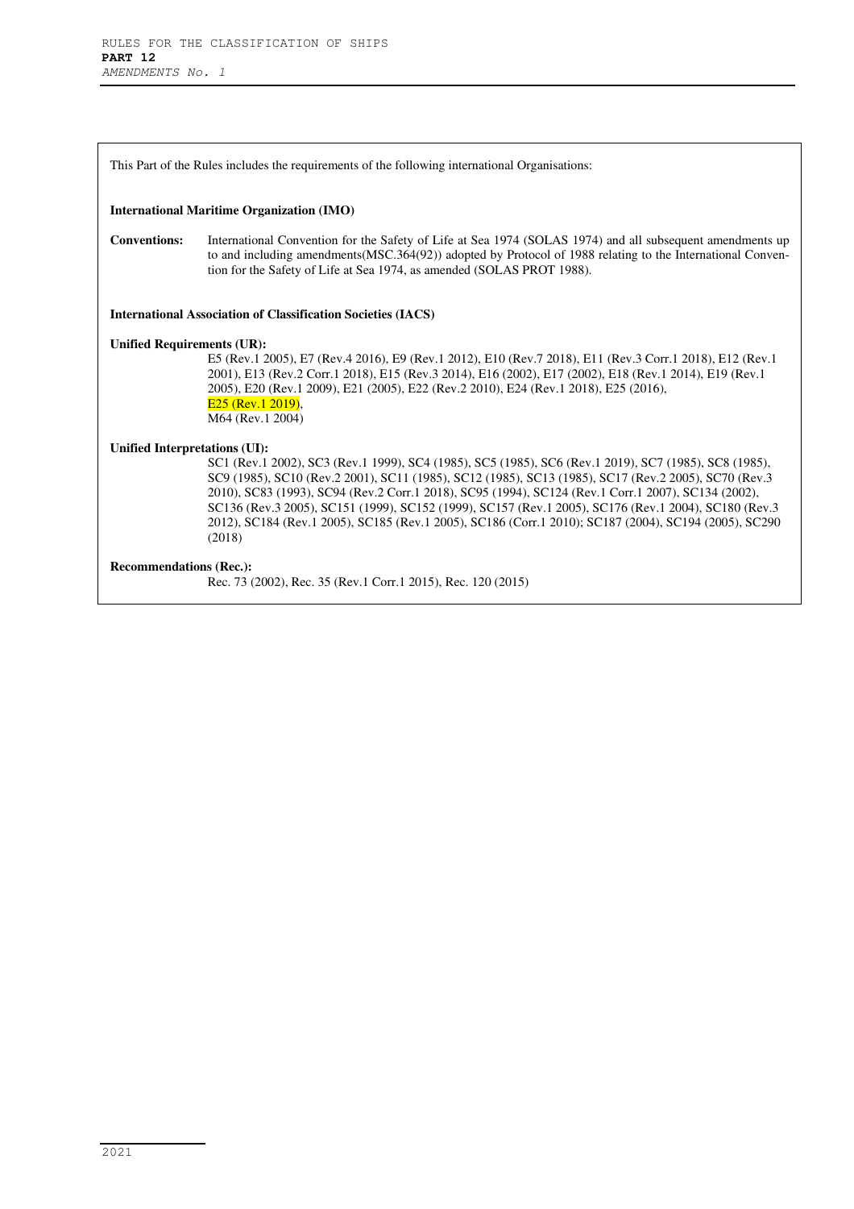This Part of the Rules includes the requirements of the following international Organisations:

**International Maritime Organization (IMO)**

**Conventions:** International Convention for the Safety of Life at Sea 1974 (SOLAS 1974) and all subsequent amendments up to and including amendments(MSC.364(92)) adopted by Protocol of 1988 relating to the International Convention for the Safety of Life at Sea 1974, as amended (SOLAS PROT 1988).

**International Association of Classification Societies (IACS)**

**Unified Requirements (UR):**

E5 (Rev.1 2005), E7 (Rev.4 2016), E9 (Rev.1 2012), E10 (Rev.7 2018), E11 (Rev.3 Corr.1 2018), E12 (Rev.1 2001), E13 (Rev.2 Corr.1 2018), E15 (Rev.3 2014), E16 (2002), E17 (2002), E18 (Rev.1 2014), E19 (Rev.1 2005), E20 (Rev.1 2009), E21 (2005), E22 (Rev.2 2010), E24 (Rev.1 2018), E25 (2016), E25 (Rev.1 2019),
M64 (Rev.1 2004)

**Unified Interpretations (UI):**

SC1 (Rev.1 2002), SC3 (Rev.1 1999), SC4 (1985), SC5 (1985), SC6 (Rev.1 2019), SC7 (1985), SC8 (1985), SC9 (1985), SC10 (Rev.2 2001), SC11 (1985), SC12 (1985), SC13 (1985), SC17 (Rev.2 2005), SC70 (Rev.3 2010), SC83 (1993), SC94 (Rev.2 Corr.1 2018), SC95 (1994), SC124 (Rev.1 Corr.1 2007), SC134 (2002), SC136 (Rev.3 2005), SC151 (1999), SC152 (1999), SC157 (Rev.1 2005), SC176 (Rev.1 2004), SC180 (Rev.3 2012), SC184 (Rev.1 2005), SC185 (Rev.1 2005), SC186 (Corr.1 2010); SC187 (2004), SC194 (2005), SC290 (2018)

**Recommendations (Rec.):**

Rec. 73 (2002), Rec. 35 (Rev.1 Corr.1 2015), Rec. 120 (2015)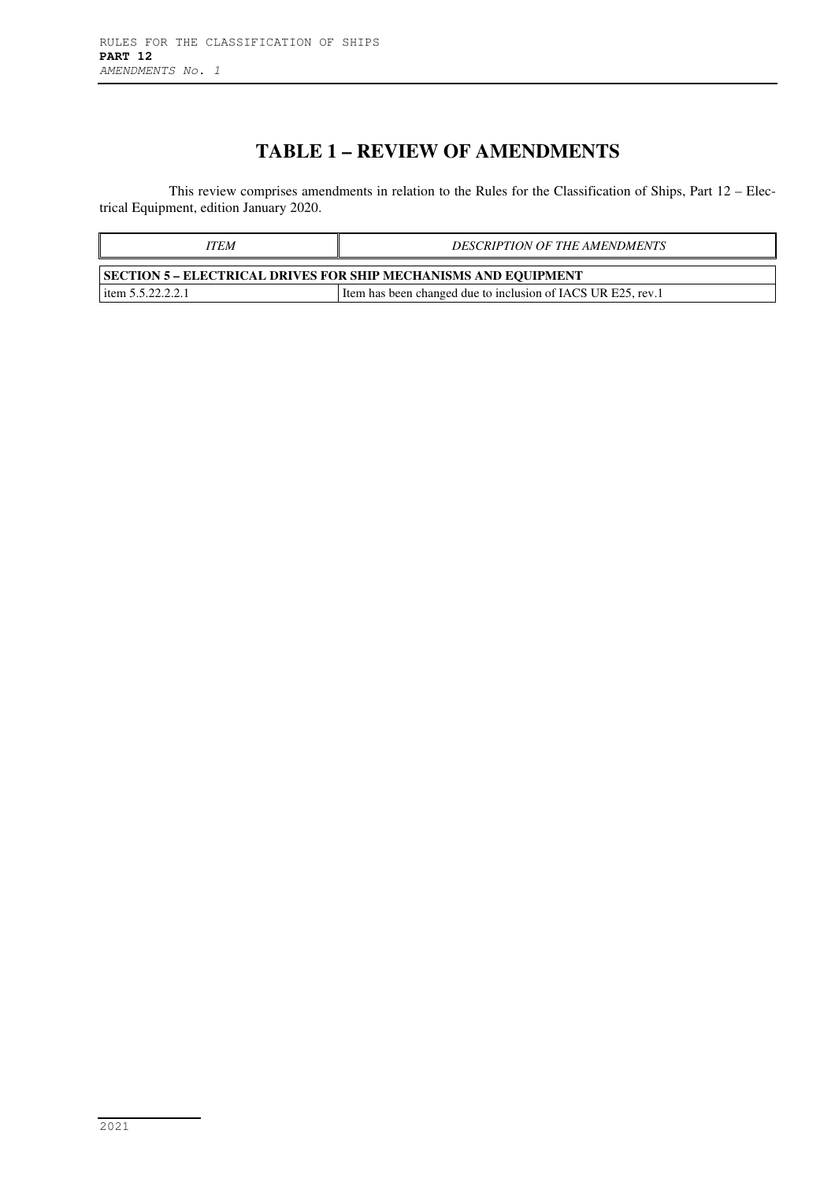# TABLE 1 – REVIEW OF AMENDMENTS

This review comprises amendments in relation to the Rules for the Classification of Ships, Part 12 – Electrical Equipment, edition January 2020.

| *ITEM* | *DESCRIPTION OF THE AMENDMENTS* |
|---|---|
| **SECTION 5 – ELECTRICAL DRIVES FOR SHIP MECHANISMS AND EQUIPMENT** | |
| item 5.5.22.2.2.1 | Item has been changed due to inclusion of IACS UR E25, rev.1 |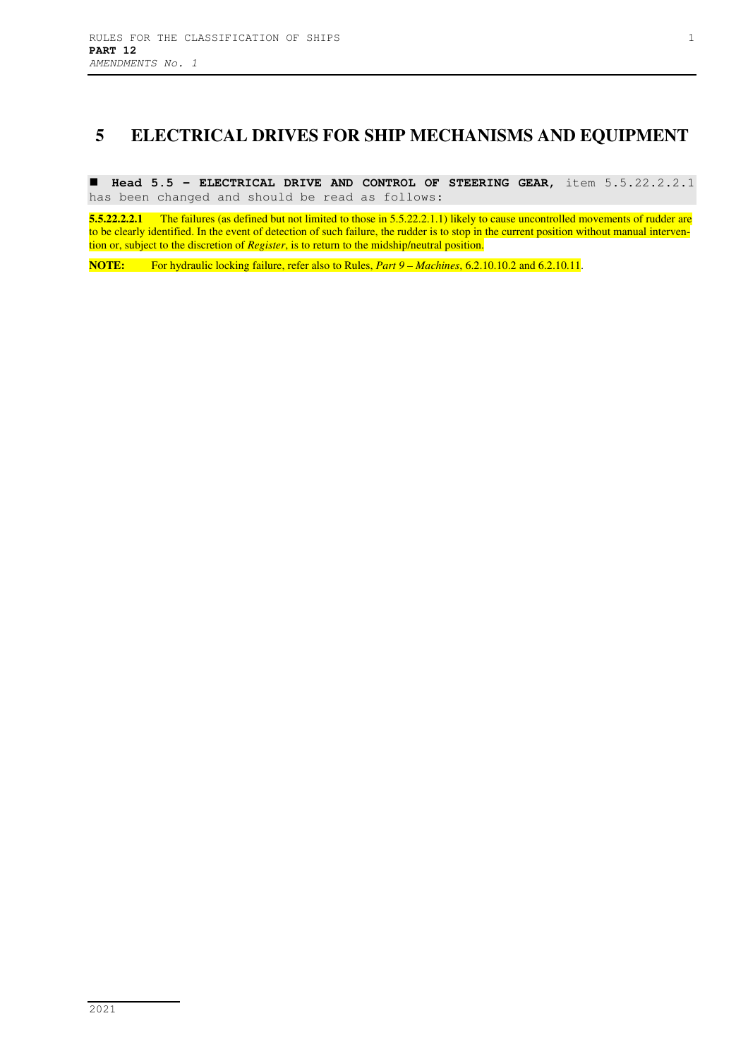# 5 ELECTRICAL DRIVES FOR SHIP MECHANISMS AND EQUIPMENT

■ **Head 5.5 – ELECTRICAL DRIVE AND CONTROL OF STEERING GEAR**, item 5.5.22.2.2.1 has been changed and should be read as follows:

**5.5.22.2.2.1** The failures (as defined but not limited to those in 5.5.22.2.1.1) likely to cause uncontrolled movements of rudder are to be clearly identified. In the event of detection of such failure, the rudder is to stop in the current position without manual intervention or, subject to the discretion of *Register*, is to return to the midship/neutral position.

**NOTE:** For hydraulic locking failure, refer also to Rules, *Part 9 – Machines*, 6.2.10.10.2 and 6.2.10.11.